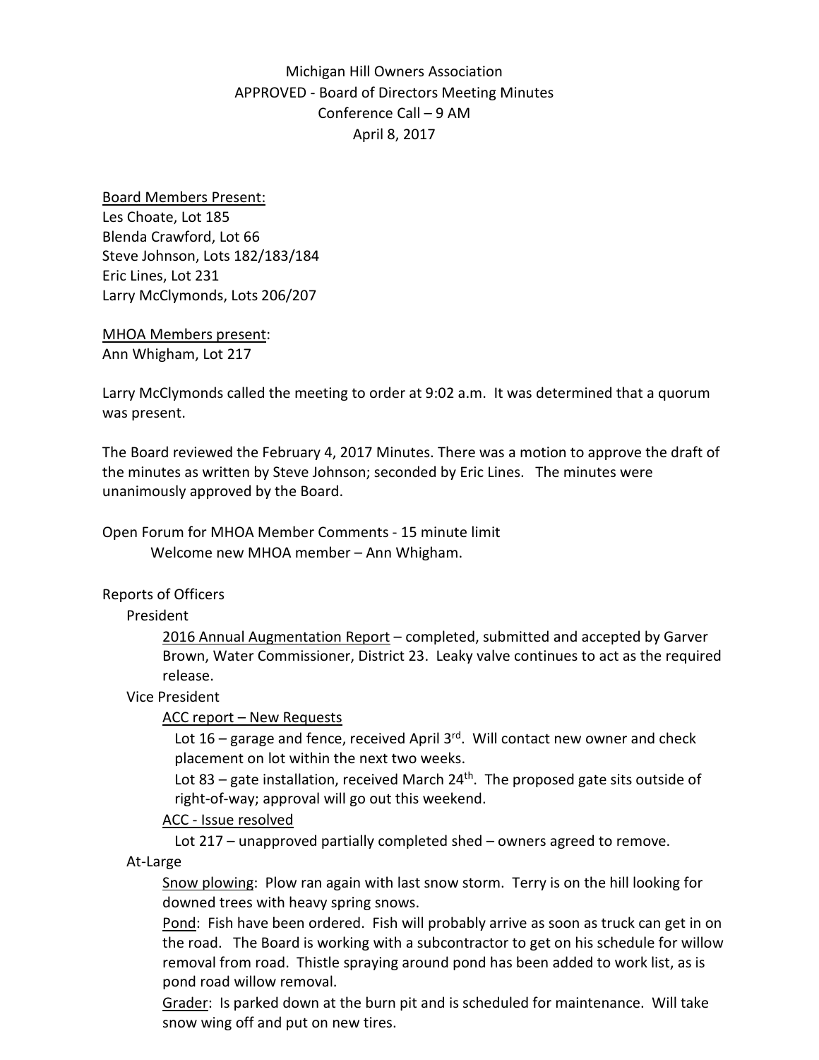Michigan Hill Owners Association
APPROVED - Board of Directors Meeting Minutes
Conference Call – 9 AM
April 8, 2017

<u>Board Members Present:</u>
Les Choate, Lot 185
Blenda Crawford, Lot 66
Steve Johnson, Lots 182/183/184
Eric Lines, Lot 231
Larry McClymonds, Lots 206/207

<u>MHOA Members present</u>:
Ann Whigham, Lot 217

Larry McClymonds called the meeting to order at 9:02 a.m. It was determined that a quorum was present.

The Board reviewed the February 4, 2017 Minutes. There was a motion to approve the draft of the minutes as written by Steve Johnson; seconded by Eric Lines. The minutes were unanimously approved by the Board.

Open Forum for MHOA Member Comments - 15 minute limit
Welcome new MHOA member – Ann Whigham.

Reports of Officers

President

<u>2016 Annual Augmentation Report</u> – completed, submitted and accepted by Garver Brown, Water Commissioner, District 23. Leaky valve continues to act as the required release.

Vice President

<u>ACC report – New Requests</u>

Lot 16 – garage and fence, received April 3rd. Will contact new owner and check placement on lot within the next two weeks.

Lot 83 – gate installation, received March 24th. The proposed gate sits outside of right-of-way; approval will go out this weekend.

<u>ACC - Issue resolved</u>

Lot 217 – unapproved partially completed shed – owners agreed to remove.

At-Large

<u>Snow plowing</u>: Plow ran again with last snow storm. Terry is on the hill looking for downed trees with heavy spring snows.

<u>Pond</u>: Fish have been ordered. Fish will probably arrive as soon as truck can get in on the road. The Board is working with a subcontractor to get on his schedule for willow removal from road. Thistle spraying around pond has been added to work list, as is pond road willow removal.

<u>Grader</u>: Is parked down at the burn pit and is scheduled for maintenance. Will take snow wing off and put on new tires.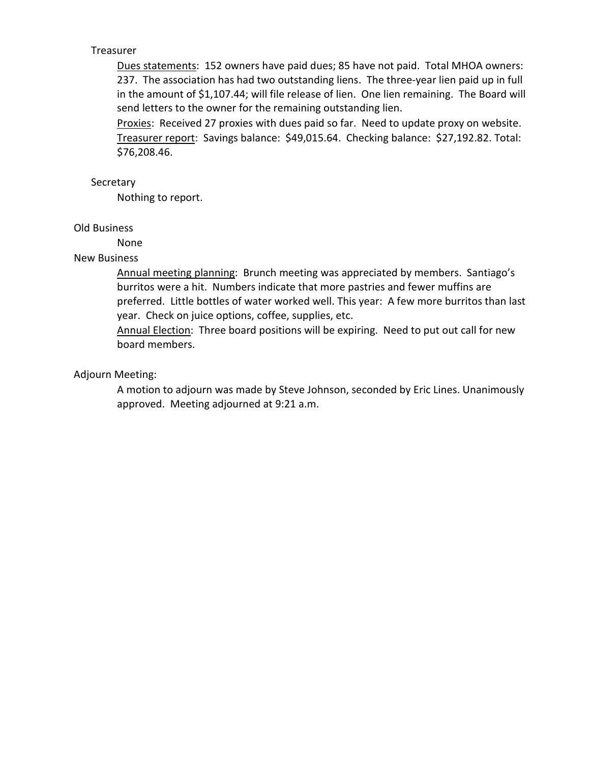Treasurer

Dues statements: 152 owners have paid dues; 85 have not paid. Total MHOA owners: 237. The association has had two outstanding liens. The three-year lien paid up in full in the amount of $1,107.44; will file release of lien. One lien remaining. The Board will send letters to the owner for the remaining outstanding lien.

Proxies: Received 27 proxies with dues paid so far. Need to update proxy on website.

Treasurer report: Savings balance: $49,015.64. Checking balance: $27,192.82. Total: $76,208.46.

Secretary

Nothing to report.

Old Business

None

New Business

Annual meeting planning: Brunch meeting was appreciated by members. Santiago's burritos were a hit. Numbers indicate that more pastries and fewer muffins are preferred. Little bottles of water worked well. This year: A few more burritos than last year. Check on juice options, coffee, supplies, etc.

Annual Election: Three board positions will be expiring. Need to put out call for new board members.

Adjourn Meeting:

A motion to adjourn was made by Steve Johnson, seconded by Eric Lines. Unanimously approved. Meeting adjourned at 9:21 a.m.